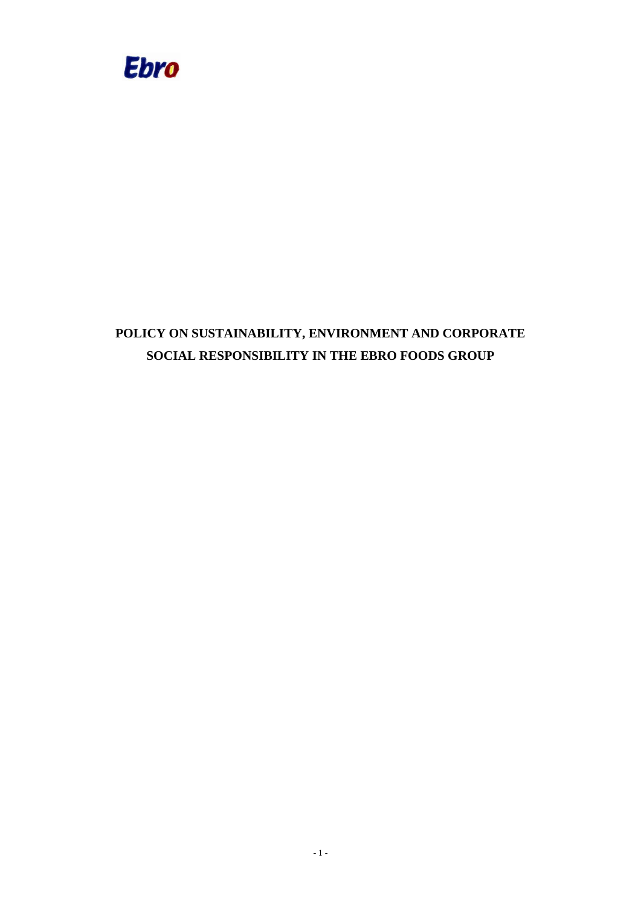Ebro

# POLICY ON SUSTAINABILITY, ENVIRONMENT AND CORPORATE SOCIAL RESPONSIBILITY IN THE EBRO FOODS GROUP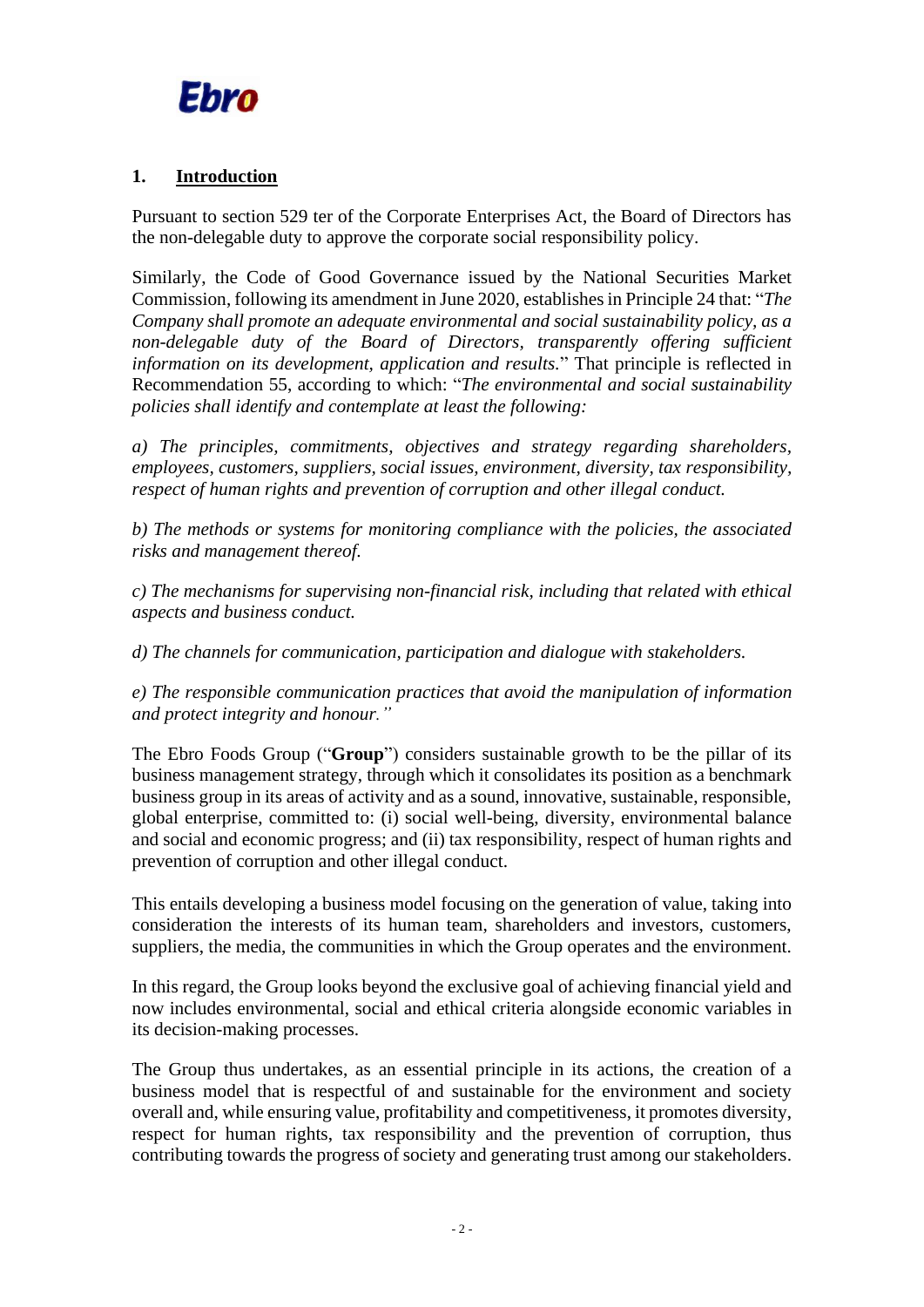## 1. Introduction

Pursuant to section 529 ter of the Corporate Enterprises Act, the Board of Directors has the non-delegable duty to approve the corporate social responsibility policy.

Similarly, the Code of Good Governance issued by the National Securities Market Commission, following its amendment in June 2020, establishes in Principle 24 that: "*The Company shall promote an adequate environmental and social sustainability policy, as a non-delegable duty of the Board of Directors, transparently offering sufficient information on its development, application and results.*" That principle is reflected in Recommendation 55, according to which: "*The environmental and social sustainability policies shall identify and contemplate at least the following:*

*a) The principles, commitments, objectives and strategy regarding shareholders, employees, customers, suppliers, social issues, environment, diversity, tax responsibility, respect of human rights and prevention of corruption and other illegal conduct.*

*b) The methods or systems for monitoring compliance with the policies, the associated risks and management thereof.*

*c) The mechanisms for supervising non-financial risk, including that related with ethical aspects and business conduct.*

*d) The channels for communication, participation and dialogue with stakeholders.*

*e) The responsible communication practices that avoid the manipulation of information and protect integrity and honour.*"

The Ebro Foods Group ("**Group**") considers sustainable growth to be the pillar of its business management strategy, through which it consolidates its position as a benchmark business group in its areas of activity and as a sound, innovative, sustainable, responsible, global enterprise, committed to: (i) social well-being, diversity, environmental balance and social and economic progress; and (ii) tax responsibility, respect of human rights and prevention of corruption and other illegal conduct.

This entails developing a business model focusing on the generation of value, taking into consideration the interests of its human team, shareholders and investors, customers, suppliers, the media, the communities in which the Group operates and the environment.

In this regard, the Group looks beyond the exclusive goal of achieving financial yield and now includes environmental, social and ethical criteria alongside economic variables in its decision-making processes.

The Group thus undertakes, as an essential principle in its actions, the creation of a business model that is respectful of and sustainable for the environment and society overall and, while ensuring value, profitability and competitiveness, it promotes diversity, respect for human rights, tax responsibility and the prevention of corruption, thus contributing towards the progress of society and generating trust among our stakeholders.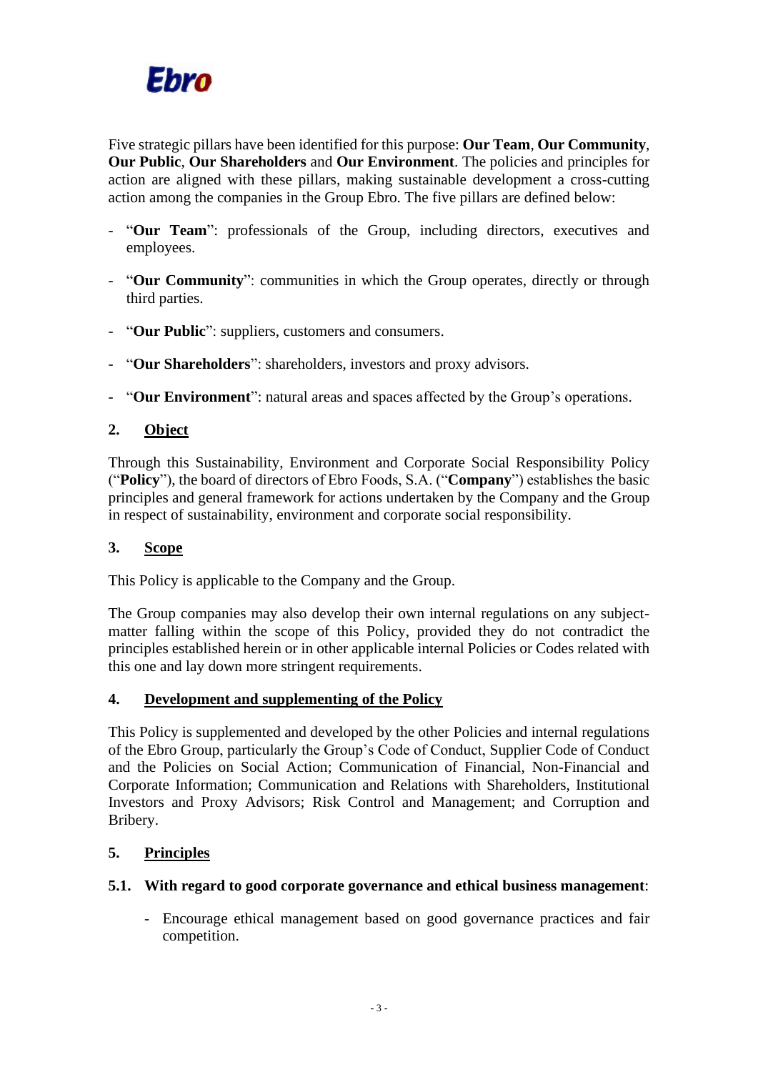Five strategic pillars have been identified for this purpose: **Our Team**, **Our Community**, **Our Public**, **Our Shareholders** and **Our Environment**. The policies and principles for action are aligned with these pillars, making sustainable development a cross-cutting action among the companies in the Group Ebro. The five pillars are defined below:

- "**Our Team**": professionals of the Group, including directors, executives and employees.
- "**Our Community**": communities in which the Group operates, directly or through third parties.
- "**Our Public**": suppliers, customers and consumers.
- "**Our Shareholders**": shareholders, investors and proxy advisors.
- "**Our Environment**": natural areas and spaces affected by the Group's operations.

## 2. Object

Through this Sustainability, Environment and Corporate Social Responsibility Policy ("**Policy**"), the board of directors of Ebro Foods, S.A. ("**Company**") establishes the basic principles and general framework for actions undertaken by the Company and the Group in respect of sustainability, environment and corporate social responsibility.

## 3. Scope

This Policy is applicable to the Company and the Group.

The Group companies may also develop their own internal regulations on any subject-matter falling within the scope of this Policy, provided they do not contradict the principles established herein or in other applicable internal Policies or Codes related with this one and lay down more stringent requirements.

## 4. Development and supplementing of the Policy

This Policy is supplemented and developed by the other Policies and internal regulations of the Ebro Group, particularly the Group's Code of Conduct, Supplier Code of Conduct and the Policies on Social Action; Communication of Financial, Non-Financial and Corporate Information; Communication and Relations with Shareholders, Institutional Investors and Proxy Advisors; Risk Control and Management; and Corruption and Bribery.

## 5. Principles

### 5.1. With regard to good corporate governance and ethical business management:

- Encourage ethical management based on good governance practices and fair competition.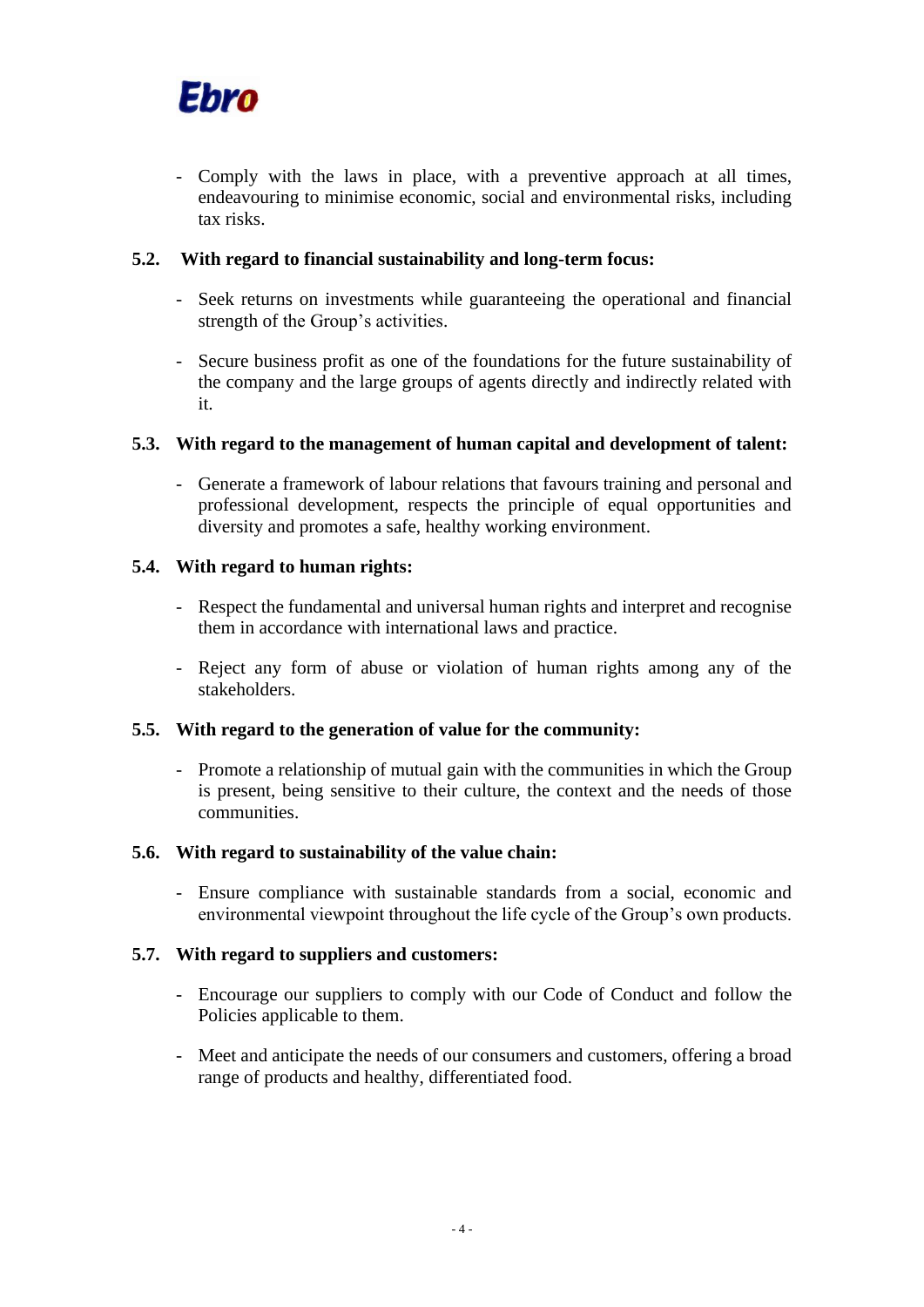- Comply with the laws in place, with a preventive approach at all times, endeavouring to minimise economic, social and environmental risks, including tax risks.

### 5.2. With regard to financial sustainability and long-term focus:

- Seek returns on investments while guaranteeing the operational and financial strength of the Group's activities.

- Secure business profit as one of the foundations for the future sustainability of the company and the large groups of agents directly and indirectly related with it.

### 5.3. With regard to the management of human capital and development of talent:

- Generate a framework of labour relations that favours training and personal and professional development, respects the principle of equal opportunities and diversity and promotes a safe, healthy working environment.

### 5.4. With regard to human rights:

- Respect the fundamental and universal human rights and interpret and recognise them in accordance with international laws and practice.

- Reject any form of abuse or violation of human rights among any of the stakeholders.

### 5.5. With regard to the generation of value for the community:

- Promote a relationship of mutual gain with the communities in which the Group is present, being sensitive to their culture, the context and the needs of those communities.

### 5.6. With regard to sustainability of the value chain:

- Ensure compliance with sustainable standards from a social, economic and environmental viewpoint throughout the life cycle of the Group's own products.

### 5.7. With regard to suppliers and customers:

- Encourage our suppliers to comply with our Code of Conduct and follow the Policies applicable to them.

- Meet and anticipate the needs of our consumers and customers, offering a broad range of products and healthy, differentiated food.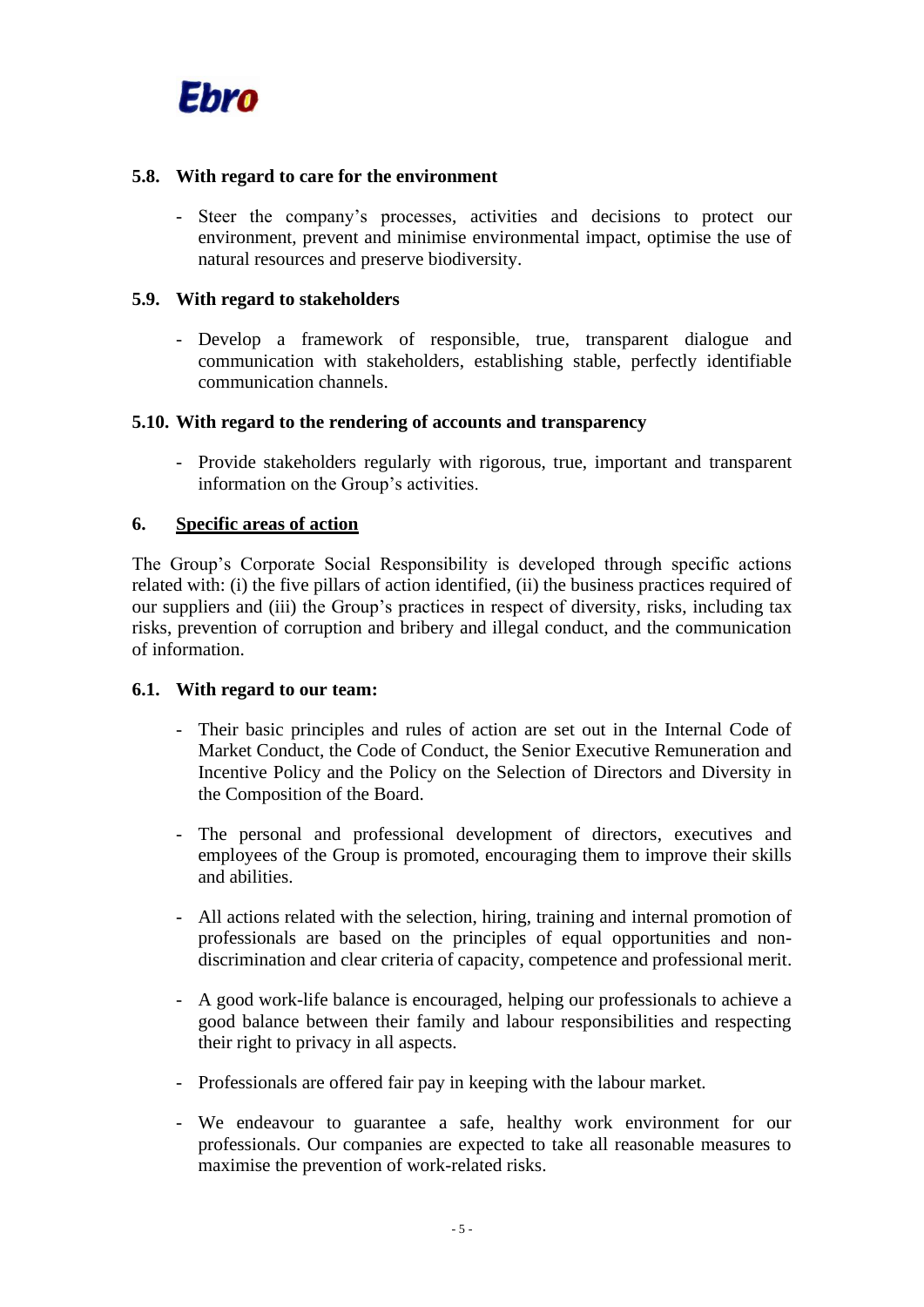### 5.8. With regard to care for the environment

- Steer the company's processes, activities and decisions to protect our environment, prevent and minimise environmental impact, optimise the use of natural resources and preserve biodiversity.

### 5.9. With regard to stakeholders

- Develop a framework of responsible, true, transparent dialogue and communication with stakeholders, establishing stable, perfectly identifiable communication channels.

### 5.10. With regard to the rendering of accounts and transparency

- Provide stakeholders regularly with rigorous, true, important and transparent information on the Group's activities.

## 6. Specific areas of action

The Group's Corporate Social Responsibility is developed through specific actions related with: (i) the five pillars of action identified, (ii) the business practices required of our suppliers and (iii) the Group's practices in respect of diversity, risks, including tax risks, prevention of corruption and bribery and illegal conduct, and the communication of information.

### 6.1. With regard to our team:

- Their basic principles and rules of action are set out in the Internal Code of Market Conduct, the Code of Conduct, the Senior Executive Remuneration and Incentive Policy and the Policy on the Selection of Directors and Diversity in the Composition of the Board.

- The personal and professional development of directors, executives and employees of the Group is promoted, encouraging them to improve their skills and abilities.

- All actions related with the selection, hiring, training and internal promotion of professionals are based on the principles of equal opportunities and non-discrimination and clear criteria of capacity, competence and professional merit.

- A good work-life balance is encouraged, helping our professionals to achieve a good balance between their family and labour responsibilities and respecting their right to privacy in all aspects.

- Professionals are offered fair pay in keeping with the labour market.

- We endeavour to guarantee a safe, healthy work environment for our professionals. Our companies are expected to take all reasonable measures to maximise the prevention of work-related risks.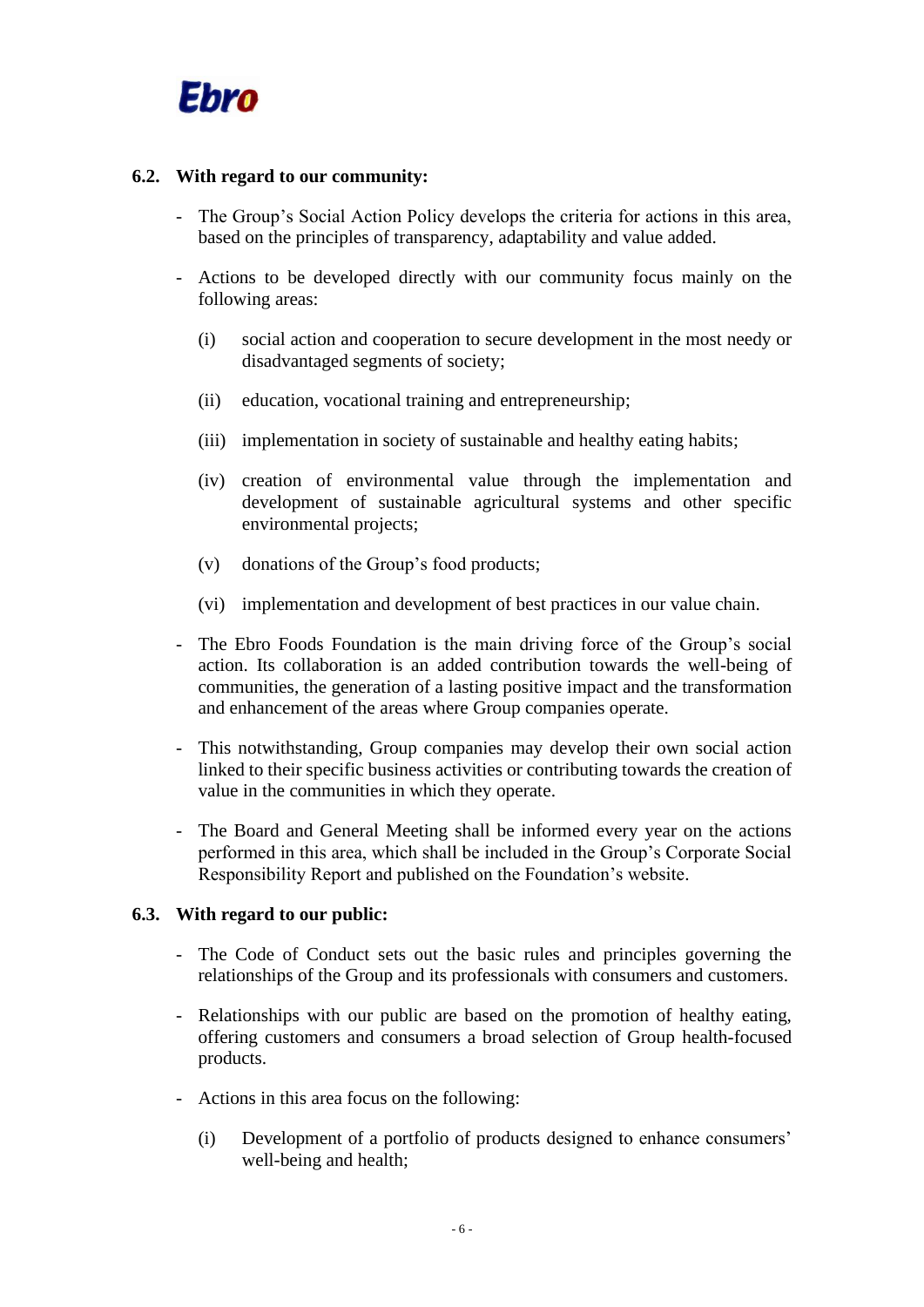### 6.2. With regard to our community:

- The Group's Social Action Policy develops the criteria for actions in this area, based on the principles of transparency, adaptability and value added.

- Actions to be developed directly with our community focus mainly on the following areas:

  (i) social action and cooperation to secure development in the most needy or disadvantaged segments of society;

  (ii) education, vocational training and entrepreneurship;

  (iii) implementation in society of sustainable and healthy eating habits;

  (iv) creation of environmental value through the implementation and development of sustainable agricultural systems and other specific environmental projects;

  (v) donations of the Group's food products;

  (vi) implementation and development of best practices in our value chain.

- The Ebro Foods Foundation is the main driving force of the Group's social action. Its collaboration is an added contribution towards the well-being of communities, the generation of a lasting positive impact and the transformation and enhancement of the areas where Group companies operate.

- This notwithstanding, Group companies may develop their own social action linked to their specific business activities or contributing towards the creation of value in the communities in which they operate.

- The Board and General Meeting shall be informed every year on the actions performed in this area, which shall be included in the Group's Corporate Social Responsibility Report and published on the Foundation's website.

### 6.3. With regard to our public:

- The Code of Conduct sets out the basic rules and principles governing the relationships of the Group and its professionals with consumers and customers.

- Relationships with our public are based on the promotion of healthy eating, offering customers and consumers a broad selection of Group health-focused products.

- Actions in this area focus on the following:

  (i) Development of a portfolio of products designed to enhance consumers' well-being and health;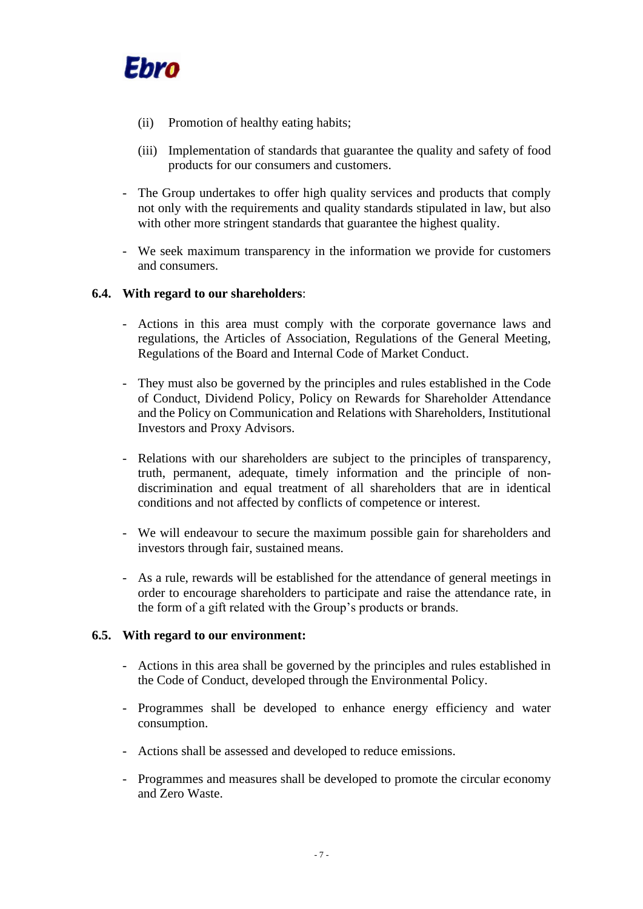(ii) Promotion of healthy eating habits;

(iii) Implementation of standards that guarantee the quality and safety of food products for our consumers and customers.

- The Group undertakes to offer high quality services and products that comply not only with the requirements and quality standards stipulated in law, but also with other more stringent standards that guarantee the highest quality.

- We seek maximum transparency in the information we provide for customers and consumers.

**6.4. With regard to our shareholders**:

- Actions in this area must comply with the corporate governance laws and regulations, the Articles of Association, Regulations of the General Meeting, Regulations of the Board and Internal Code of Market Conduct.

- They must also be governed by the principles and rules established in the Code of Conduct, Dividend Policy, Policy on Rewards for Shareholder Attendance and the Policy on Communication and Relations with Shareholders, Institutional Investors and Proxy Advisors.

- Relations with our shareholders are subject to the principles of transparency, truth, permanent, adequate, timely information and the principle of non-discrimination and equal treatment of all shareholders that are in identical conditions and not affected by conflicts of competence or interest.

- We will endeavour to secure the maximum possible gain for shareholders and investors through fair, sustained means.

- As a rule, rewards will be established for the attendance of general meetings in order to encourage shareholders to participate and raise the attendance rate, in the form of a gift related with the Group's products or brands.

**6.5. With regard to our environment:**

- Actions in this area shall be governed by the principles and rules established in the Code of Conduct, developed through the Environmental Policy.

- Programmes shall be developed to enhance energy efficiency and water consumption.

- Actions shall be assessed and developed to reduce emissions.

- Programmes and measures shall be developed to promote the circular economy and Zero Waste.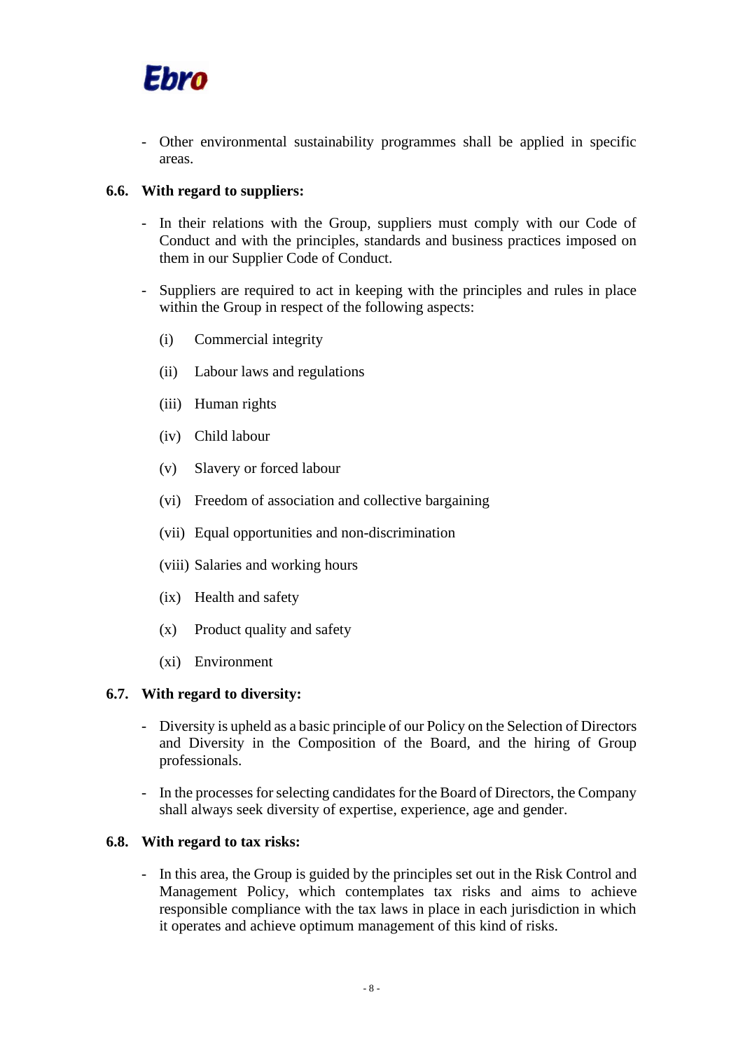- Other environmental sustainability programmes shall be applied in specific areas.

### 6.6. With regard to suppliers:

- In their relations with the Group, suppliers must comply with our Code of Conduct and with the principles, standards and business practices imposed on them in our Supplier Code of Conduct.

- Suppliers are required to act in keeping with the principles and rules in place within the Group in respect of the following aspects:

  (i) Commercial integrity

  (ii) Labour laws and regulations

  (iii) Human rights

  (iv) Child labour

  (v) Slavery or forced labour

  (vi) Freedom of association and collective bargaining

  (vii) Equal opportunities and non-discrimination

  (viii) Salaries and working hours

  (ix) Health and safety

  (x) Product quality and safety

  (xi) Environment

### 6.7. With regard to diversity:

- Diversity is upheld as a basic principle of our Policy on the Selection of Directors and Diversity in the Composition of the Board, and the hiring of Group professionals.

- In the processes for selecting candidates for the Board of Directors, the Company shall always seek diversity of expertise, experience, age and gender.

### 6.8. With regard to tax risks:

- In this area, the Group is guided by the principles set out in the Risk Control and Management Policy, which contemplates tax risks and aims to achieve responsible compliance with the tax laws in place in each jurisdiction in which it operates and achieve optimum management of this kind of risks.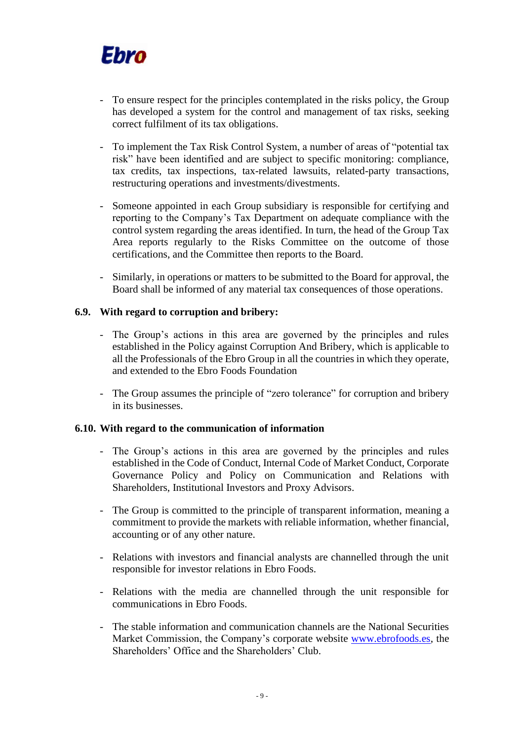- To ensure respect for the principles contemplated in the risks policy, the Group has developed a system for the control and management of tax risks, seeking correct fulfilment of its tax obligations.

- To implement the Tax Risk Control System, a number of areas of "potential tax risk" have been identified and are subject to specific monitoring: compliance, tax credits, tax inspections, tax-related lawsuits, related-party transactions, restructuring operations and investments/divestments.

- Someone appointed in each Group subsidiary is responsible for certifying and reporting to the Company's Tax Department on adequate compliance with the control system regarding the areas identified. In turn, the head of the Group Tax Area reports regularly to the Risks Committee on the outcome of those certifications, and the Committee then reports to the Board.

- Similarly, in operations or matters to be submitted to the Board for approval, the Board shall be informed of any material tax consequences of those operations.

### 6.9. With regard to corruption and bribery:

- The Group's actions in this area are governed by the principles and rules established in the Policy against Corruption And Bribery, which is applicable to all the Professionals of the Ebro Group in all the countries in which they operate, and extended to the Ebro Foods Foundation

- The Group assumes the principle of "zero tolerance" for corruption and bribery in its businesses.

### 6.10. With regard to the communication of information

- The Group's actions in this area are governed by the principles and rules established in the Code of Conduct, Internal Code of Market Conduct, Corporate Governance Policy and Policy on Communication and Relations with Shareholders, Institutional Investors and Proxy Advisors.

- The Group is committed to the principle of transparent information, meaning a commitment to provide the markets with reliable information, whether financial, accounting or of any other nature.

- Relations with investors and financial analysts are channelled through the unit responsible for investor relations in Ebro Foods.

- Relations with the media are channelled through the unit responsible for communications in Ebro Foods.

- The stable information and communication channels are the National Securities Market Commission, the Company's corporate website www.ebrofoods.es, the Shareholders' Office and the Shareholders' Club.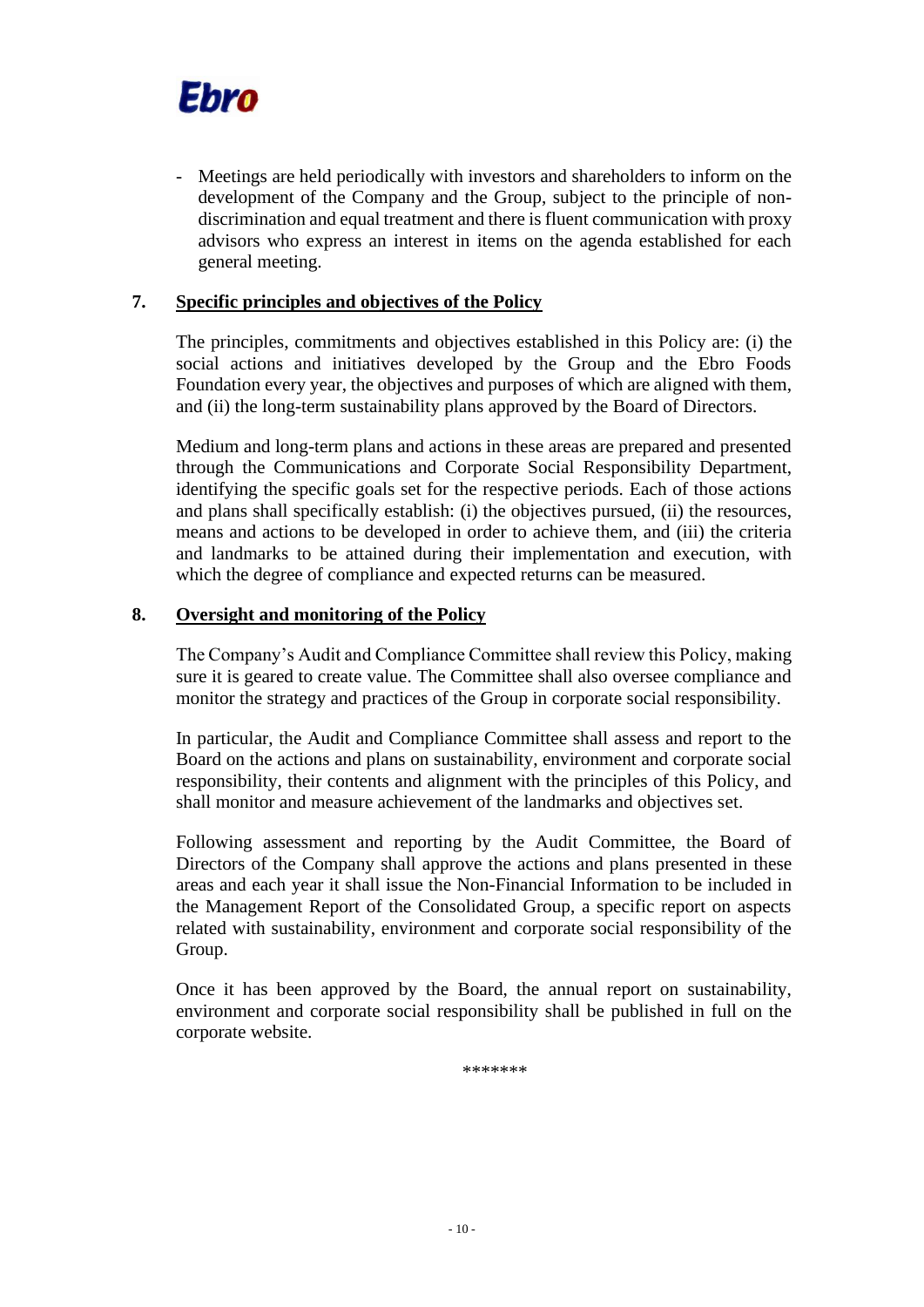- Meetings are held periodically with investors and shareholders to inform on the development of the Company and the Group, subject to the principle of non-discrimination and equal treatment and there is fluent communication with proxy advisors who express an interest in items on the agenda established for each general meeting.

## 7. Specific principles and objectives of the Policy

The principles, commitments and objectives established in this Policy are: (i) the social actions and initiatives developed by the Group and the Ebro Foods Foundation every year, the objectives and purposes of which are aligned with them, and (ii) the long-term sustainability plans approved by the Board of Directors.

Medium and long-term plans and actions in these areas are prepared and presented through the Communications and Corporate Social Responsibility Department, identifying the specific goals set for the respective periods. Each of those actions and plans shall specifically establish: (i) the objectives pursued, (ii) the resources, means and actions to be developed in order to achieve them, and (iii) the criteria and landmarks to be attained during their implementation and execution, with which the degree of compliance and expected returns can be measured.

## 8. Oversight and monitoring of the Policy

The Company's Audit and Compliance Committee shall review this Policy, making sure it is geared to create value. The Committee shall also oversee compliance and monitor the strategy and practices of the Group in corporate social responsibility.

In particular, the Audit and Compliance Committee shall assess and report to the Board on the actions and plans on sustainability, environment and corporate social responsibility, their contents and alignment with the principles of this Policy, and shall monitor and measure achievement of the landmarks and objectives set.

Following assessment and reporting by the Audit Committee, the Board of Directors of the Company shall approve the actions and plans presented in these areas and each year it shall issue the Non-Financial Information to be included in the Management Report of the Consolidated Group, a specific report on aspects related with sustainability, environment and corporate social responsibility of the Group.

Once it has been approved by the Board, the annual report on sustainability, environment and corporate social responsibility shall be published in full on the corporate website.

*******